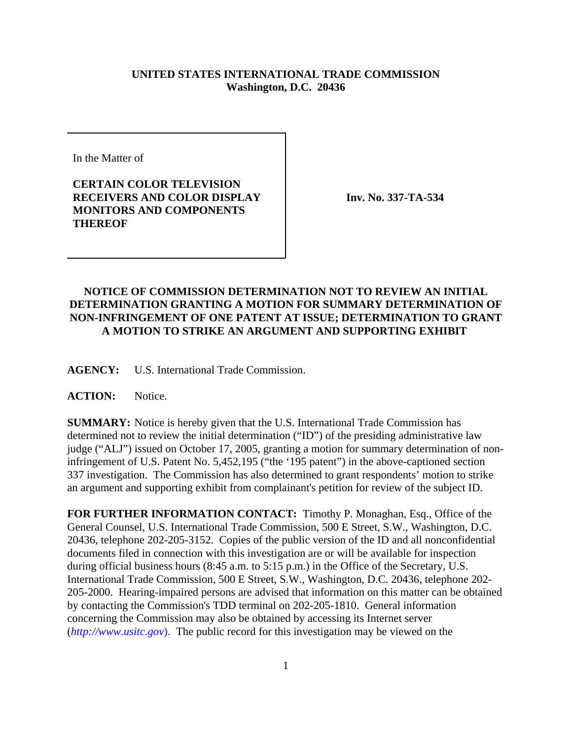**UNITED STATES INTERNATIONAL TRADE COMMISSION**
**Washington, D.C. 20436**

In the Matter of

**CERTAIN COLOR TELEVISION RECEIVERS AND COLOR DISPLAY MONITORS AND COMPONENTS THEREOF**

**Inv. No. 337-TA-534**

**NOTICE OF COMMISSION DETERMINATION NOT TO REVIEW AN INITIAL DETERMINATION GRANTING A MOTION FOR SUMMARY DETERMINATION OF NON-INFRINGEMENT OF ONE PATENT AT ISSUE; DETERMINATION TO GRANT A MOTION TO STRIKE AN ARGUMENT AND SUPPORTING EXHIBIT**

**AGENCY:** U.S. International Trade Commission.

**ACTION:** Notice.

**SUMMARY:** Notice is hereby given that the U.S. International Trade Commission has determined not to review the initial determination ("ID") of the presiding administrative law judge ("ALJ") issued on October 17, 2005, granting a motion for summary determination of non-infringement of U.S. Patent No. 5,452,195 ("the '195 patent") in the above-captioned section 337 investigation. The Commission has also determined to grant respondents' motion to strike an argument and supporting exhibit from complainant's petition for review of the subject ID.

**FOR FURTHER INFORMATION CONTACT:** Timothy P. Monaghan, Esq., Office of the General Counsel, U.S. International Trade Commission, 500 E Street, S.W., Washington, D.C. 20436, telephone 202-205-3152. Copies of the public version of the ID and all nonconfidential documents filed in connection with this investigation are or will be available for inspection during official business hours (8:45 a.m. to 5:15 p.m.) in the Office of the Secretary, U.S. International Trade Commission, 500 E Street, S.W., Washington, D.C. 20436, telephone 202-205-2000. Hearing-impaired persons are advised that information on this matter can be obtained by contacting the Commission's TDD terminal on 202-205-1810. General information concerning the Commission may also be obtained by accessing its Internet server (*http://www.usitc.gov*). The public record for this investigation may be viewed on the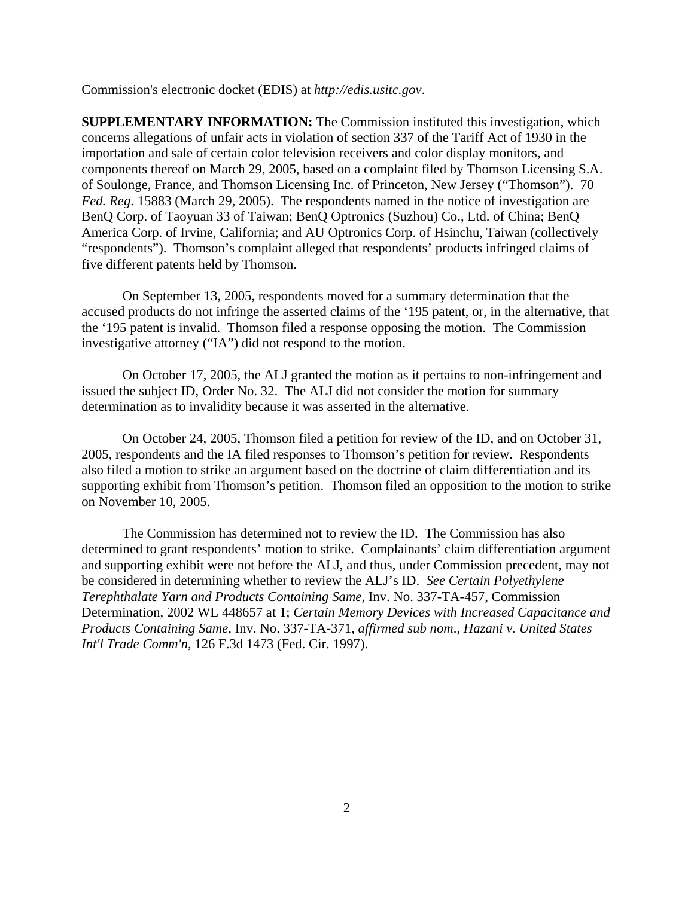Commission's electronic docket (EDIS) at *http://edis.usitc.gov*.

**SUPPLEMENTARY INFORMATION:** The Commission instituted this investigation, which concerns allegations of unfair acts in violation of section 337 of the Tariff Act of 1930 in the importation and sale of certain color television receivers and color display monitors, and components thereof on March 29, 2005, based on a complaint filed by Thomson Licensing S.A. of Soulonge, France, and Thomson Licensing Inc. of Princeton, New Jersey ("Thomson"). 70 *Fed. Reg*. 15883 (March 29, 2005). The respondents named in the notice of investigation are BenQ Corp. of Taoyuan 33 of Taiwan; BenQ Optronics (Suzhou) Co., Ltd. of China; BenQ America Corp. of Irvine, California; and AU Optronics Corp. of Hsinchu, Taiwan (collectively "respondents"). Thomson's complaint alleged that respondents' products infringed claims of five different patents held by Thomson.

On September 13, 2005, respondents moved for a summary determination that the accused products do not infringe the asserted claims of the '195 patent, or, in the alternative, that the '195 patent is invalid. Thomson filed a response opposing the motion. The Commission investigative attorney ("IA") did not respond to the motion.

On October 17, 2005, the ALJ granted the motion as it pertains to non-infringement and issued the subject ID, Order No. 32. The ALJ did not consider the motion for summary determination as to invalidity because it was asserted in the alternative.

On October 24, 2005, Thomson filed a petition for review of the ID, and on October 31, 2005, respondents and the IA filed responses to Thomson's petition for review. Respondents also filed a motion to strike an argument based on the doctrine of claim differentiation and its supporting exhibit from Thomson's petition. Thomson filed an opposition to the motion to strike on November 10, 2005.

The Commission has determined not to review the ID. The Commission has also determined to grant respondents' motion to strike. Complainants' claim differentiation argument and supporting exhibit were not before the ALJ, and thus, under Commission precedent, may not be considered in determining whether to review the ALJ's ID. *See Certain Polyethylene Terephthalate Yarn and Products Containing Same*, Inv. No. 337-TA-457, Commission Determination, 2002 WL 448657 at 1; *Certain Memory Devices with Increased Capacitance and Products Containing Same*, Inv. No. 337-TA-371, *affirmed sub nom*., *Hazani v. United States Int'l Trade Comm'n*, 126 F.3d 1473 (Fed. Cir. 1997).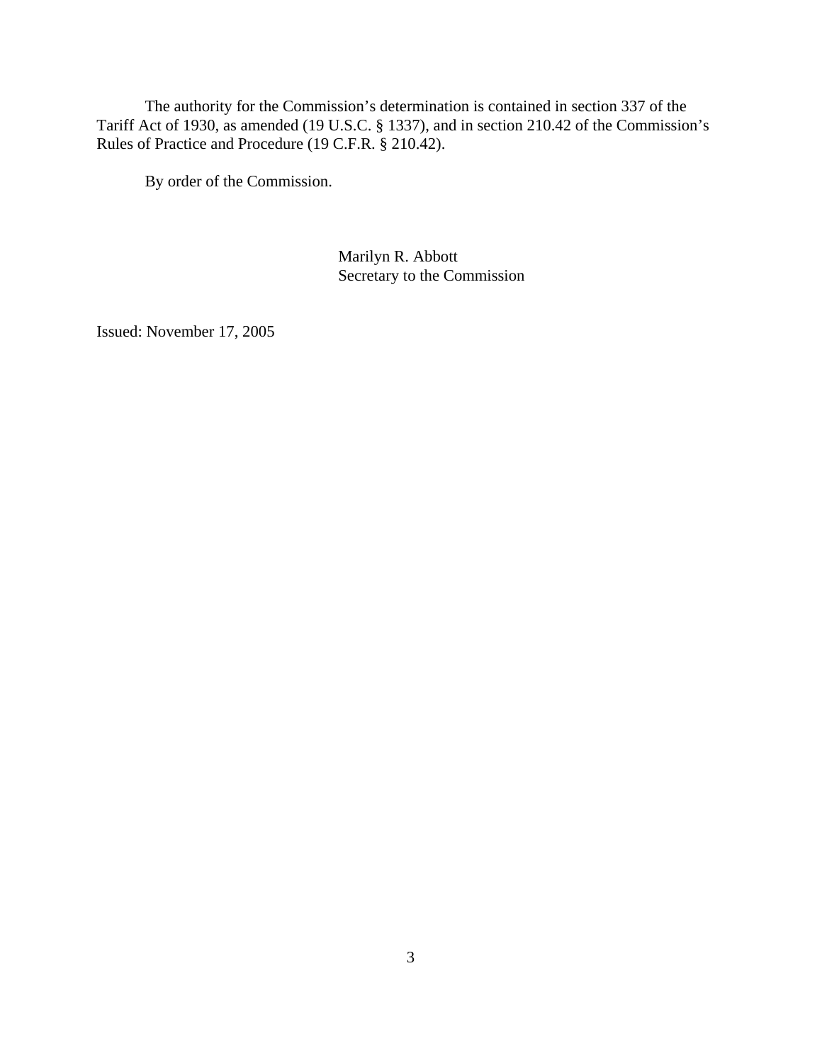The authority for the Commission's determination is contained in section 337 of the Tariff Act of 1930, as amended (19 U.S.C. § 1337), and in section 210.42 of the Commission's Rules of Practice and Procedure (19 C.F.R. § 210.42).

By order of the Commission.

Marilyn R. Abbott
Secretary to the Commission

Issued: November 17, 2005